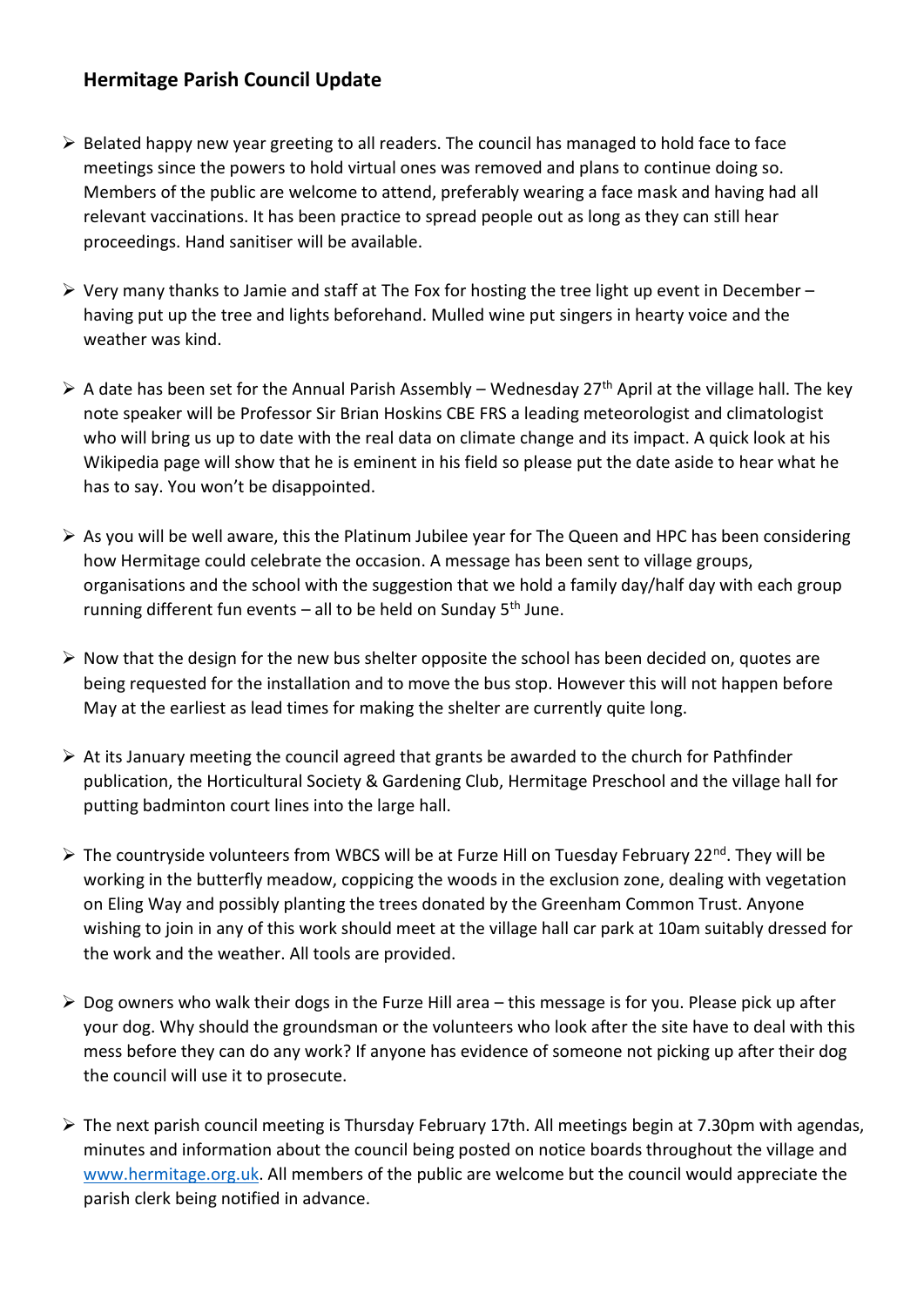## Hermitage Parish Council Update

- Belated happy new year greeting to all readers. The council has managed to hold face to face meetings since the powers to hold virtual ones was removed and plans to continue doing so. Members of the public are welcome to attend, preferably wearing a face mask and having had all relevant vaccinations. It has been practice to spread people out as long as they can still hear proceedings. Hand sanitiser will be available.

- Very many thanks to Jamie and staff at The Fox for hosting the tree light up event in December – having put up the tree and lights beforehand. Mulled wine put singers in hearty voice and the weather was kind.

- A date has been set for the Annual Parish Assembly – Wednesday 27th April at the village hall. The key note speaker will be Professor Sir Brian Hoskins CBE FRS a leading meteorologist and climatologist who will bring us up to date with the real data on climate change and its impact. A quick look at his Wikipedia page will show that he is eminent in his field so please put the date aside to hear what he has to say. You won't be disappointed.

- As you will be well aware, this the Platinum Jubilee year for The Queen and HPC has been considering how Hermitage could celebrate the occasion. A message has been sent to village groups, organisations and the school with the suggestion that we hold a family day/half day with each group running different fun events – all to be held on Sunday 5th June.

- Now that the design for the new bus shelter opposite the school has been decided on, quotes are being requested for the installation and to move the bus stop. However this will not happen before May at the earliest as lead times for making the shelter are currently quite long.

- At its January meeting the council agreed that grants be awarded to the church for Pathfinder publication, the Horticultural Society & Gardening Club, Hermitage Preschool and the village hall for putting badminton court lines into the large hall.

- The countryside volunteers from WBCS will be at Furze Hill on Tuesday February 22nd. They will be working in the butterfly meadow, coppicing the woods in the exclusion zone, dealing with vegetation on Eling Way and possibly planting the trees donated by the Greenham Common Trust. Anyone wishing to join in any of this work should meet at the village hall car park at 10am suitably dressed for the work and the weather. All tools are provided.

- Dog owners who walk their dogs in the Furze Hill area – this message is for you. Please pick up after your dog. Why should the groundsman or the volunteers who look after the site have to deal with this mess before they can do any work? If anyone has evidence of someone not picking up after their dog the council will use it to prosecute.

- The next parish council meeting is Thursday February 17th. All meetings begin at 7.30pm with agendas, minutes and information about the council being posted on notice boards throughout the village and [www.hermitage.org.uk](http://www.hermitage.org.uk). All members of the public are welcome but the council would appreciate the parish clerk being notified in advance.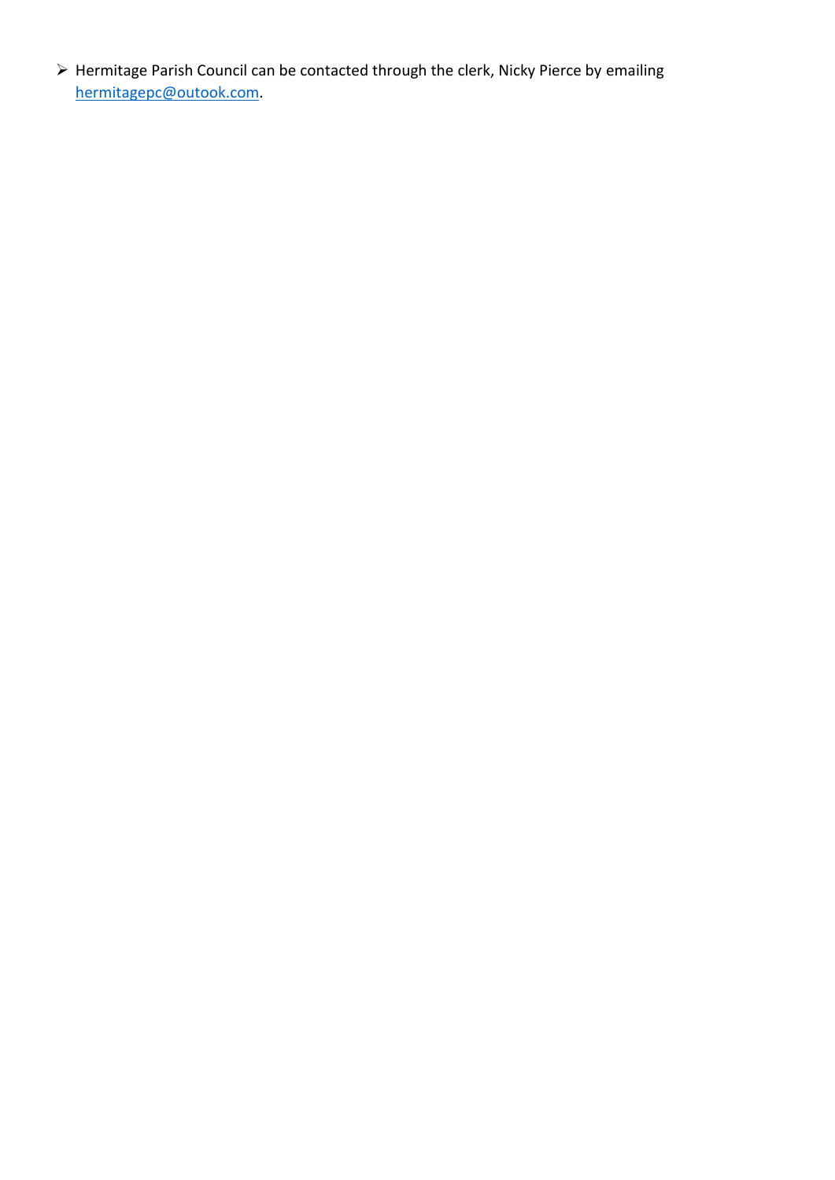- Hermitage Parish Council can be contacted through the clerk, Nicky Pierce by emailing hermitagepc@outook.com.